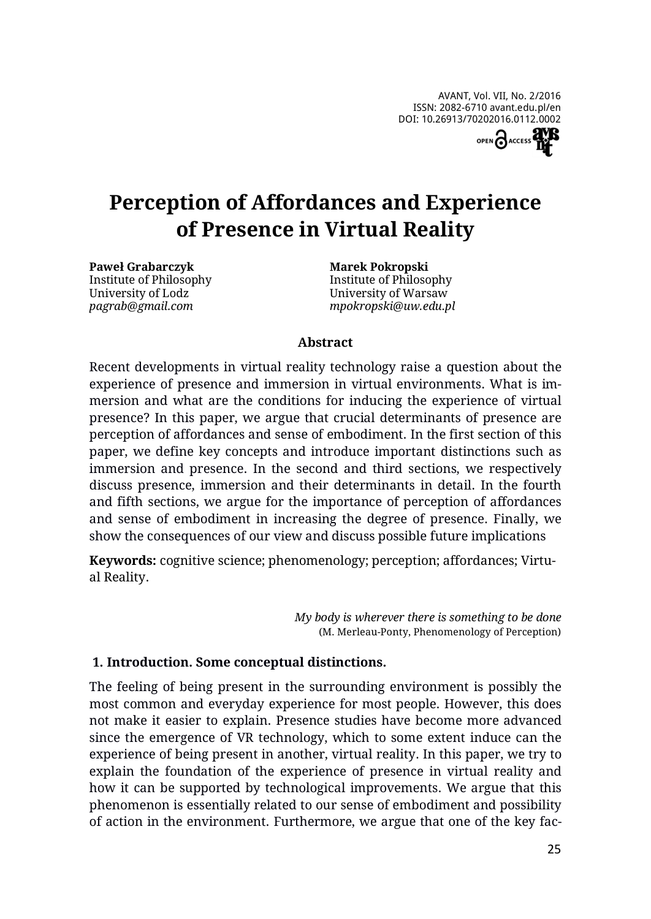# Perception of Affordances and Experience of Presence in Virtual Reality

**Paweł Grabarczyk**
Institute of Philosophy
University of Lodz
*pagrab@gmail.com*

**Marek Pokropski**
Institute of Philosophy
University of Warsaw
*mpokropski@uw.edu.pl*

**Abstract**

Recent developments in virtual reality technology raise a question about the experience of presence and immersion in virtual environments. What is immersion and what are the conditions for inducing the experience of virtual presence? In this paper, we argue that crucial determinants of presence are perception of affordances and sense of embodiment. In the first section of this paper, we define key concepts and introduce important distinctions such as immersion and presence. In the second and third sections, we respectively discuss presence, immersion and their determinants in detail. In the fourth and fifth sections, we argue for the importance of perception of affordances and sense of embodiment in increasing the degree of presence. Finally, we show the consequences of our view and discuss possible future implications

**Keywords:** cognitive science; phenomenology; perception; affordances; Virtual Reality.

*My body is wherever there is something to be done*
(M. Merleau-Ponty, Phenomenology of Perception)

## 1. Introduction. Some conceptual distinctions.

The feeling of being present in the surrounding environment is possibly the most common and everyday experience for most people. However, this does not make it easier to explain. Presence studies have become more advanced since the emergence of VR technology, which to some extent induce can the experience of being present in another, virtual reality. In this paper, we try to explain the foundation of the experience of presence in virtual reality and how it can be supported by technological improvements. We argue that this phenomenon is essentially related to our sense of embodiment and possibility of action in the environment. Furthermore, we argue that one of the key fac-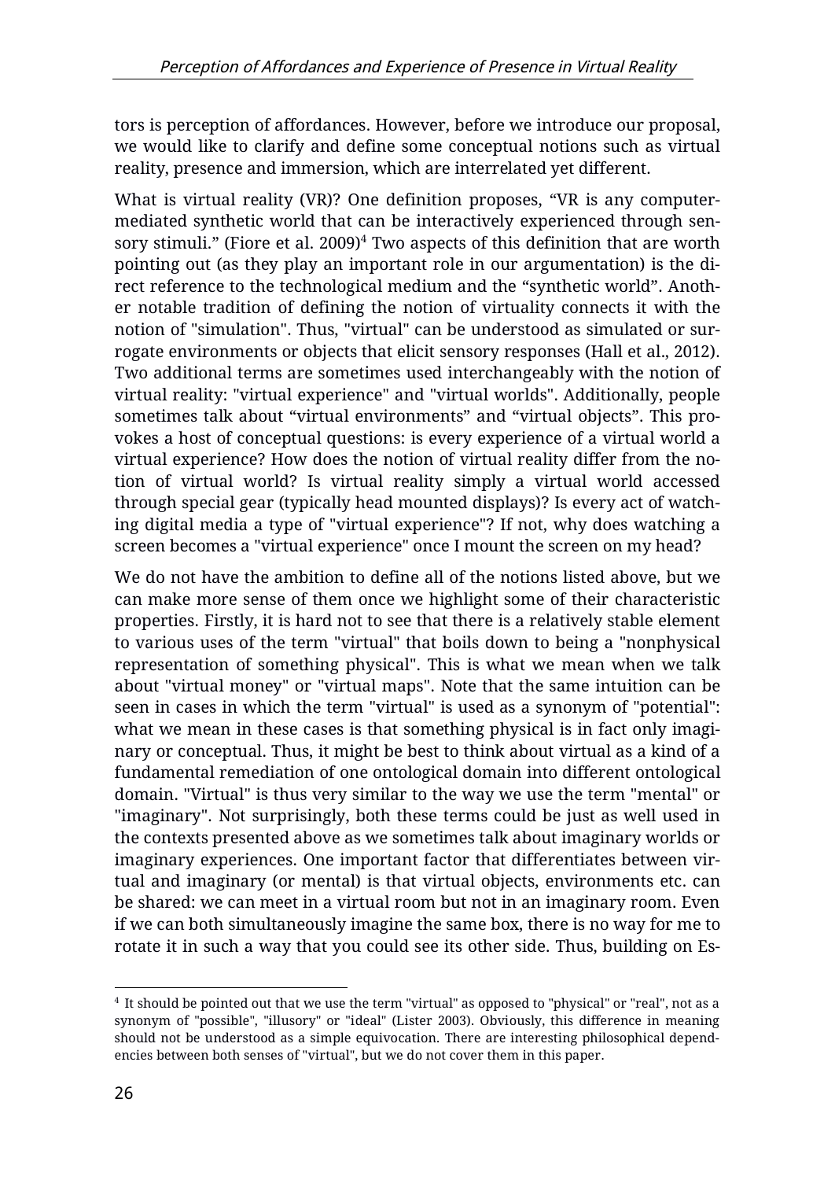tors is perception of affordances. However, before we introduce our proposal, we would like to clarify and define some conceptual notions such as virtual reality, presence and immersion, which are interrelated yet different.

What is virtual reality (VR)? One definition proposes, "VR is any computer-mediated synthetic world that can be interactively experienced through sensory stimuli." (Fiore et al. 2009)[4] Two aspects of this definition that are worth pointing out (as they play an important role in our argumentation) is the direct reference to the technological medium and the "synthetic world". Another notable tradition of defining the notion of virtuality connects it with the notion of "simulation". Thus, "virtual" can be understood as simulated or surrogate environments or objects that elicit sensory responses (Hall et al., 2012). Two additional terms are sometimes used interchangeably with the notion of virtual reality: "virtual experience" and "virtual worlds". Additionally, people sometimes talk about "virtual environments" and "virtual objects". This provokes a host of conceptual questions: is every experience of a virtual world a virtual experience? How does the notion of virtual reality differ from the notion of virtual world? Is virtual reality simply a virtual world accessed through special gear (typically head mounted displays)? Is every act of watching digital media a type of "virtual experience"? If not, why does watching a screen becomes a "virtual experience" once I mount the screen on my head?

We do not have the ambition to define all of the notions listed above, but we can make more sense of them once we highlight some of their characteristic properties. Firstly, it is hard not to see that there is a relatively stable element to various uses of the term "virtual" that boils down to being a "nonphysical representation of something physical". This is what we mean when we talk about "virtual money" or "virtual maps". Note that the same intuition can be seen in cases in which the term "virtual" is used as a synonym of "potential": what we mean in these cases is that something physical is in fact only imaginary or conceptual. Thus, it might be best to think about virtual as a kind of a fundamental remediation of one ontological domain into different ontological domain. "Virtual" is thus very similar to the way we use the term "mental" or "imaginary". Not surprisingly, both these terms could be just as well used in the contexts presented above as we sometimes talk about imaginary worlds or imaginary experiences. One important factor that differentiates between virtual and imaginary (or mental) is that virtual objects, environments etc. can be shared: we can meet in a virtual room but not in an imaginary room. Even if we can both simultaneously imagine the same box, there is no way for me to rotate it in such a way that you could see its other side. Thus, building on Es-

[4] It should be pointed out that we use the term "virtual" as opposed to "physical" or "real", not as a synonym of "possible", "illusory" or "ideal" (Lister 2003). Obviously, this difference in meaning should not be understood as a simple equivocation. There are interesting philosophical dependencies between both senses of "virtual", but we do not cover them in this paper.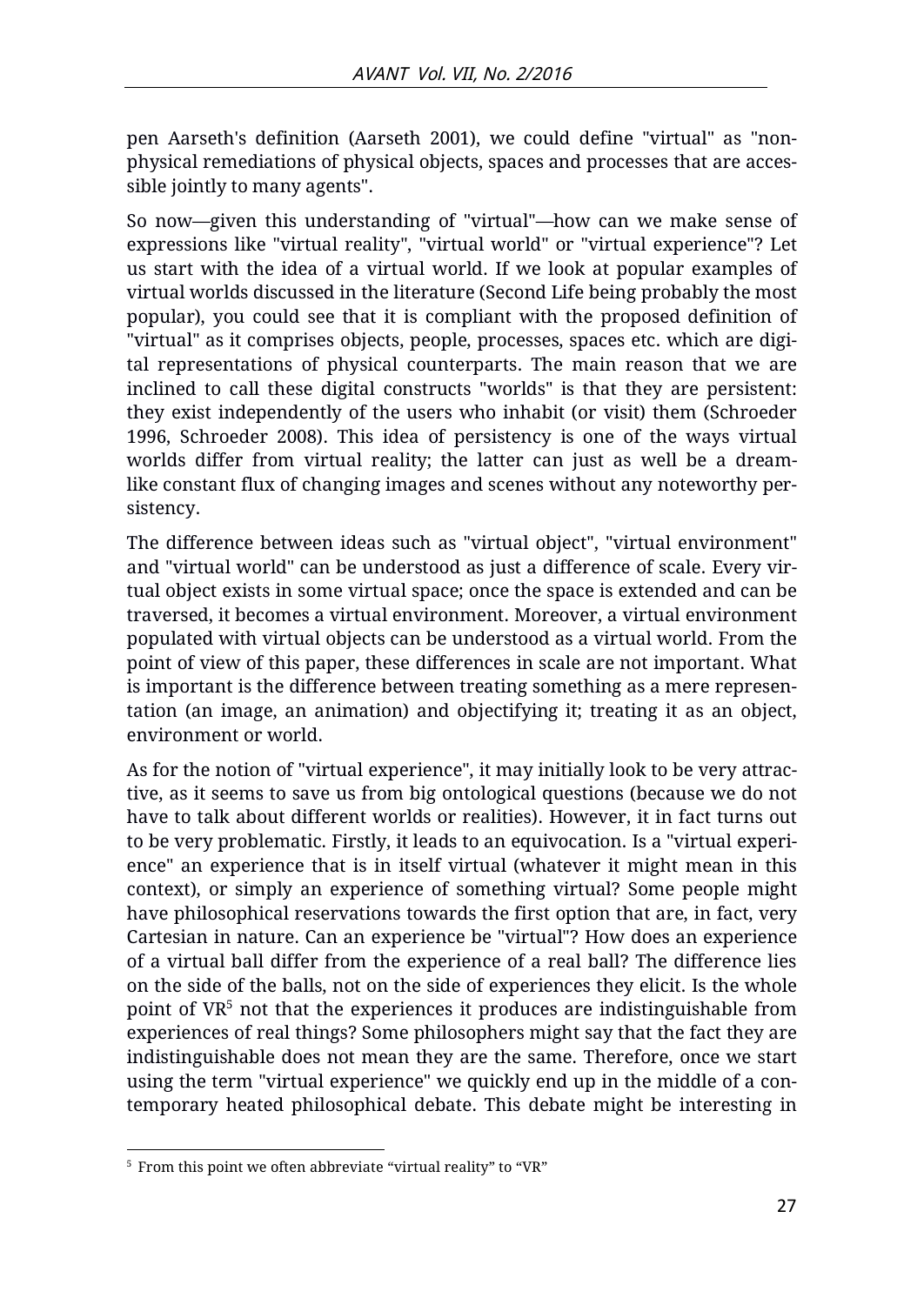pen Aarseth's definition (Aarseth 2001), we could define "virtual" as "non-physical remediations of physical objects, spaces and processes that are accessible jointly to many agents".

So now—given this understanding of "virtual"—how can we make sense of expressions like "virtual reality", "virtual world" or "virtual experience"? Let us start with the idea of a virtual world. If we look at popular examples of virtual worlds discussed in the literature (Second Life being probably the most popular), you could see that it is compliant with the proposed definition of "virtual" as it comprises objects, people, processes, spaces etc. which are digital representations of physical counterparts. The main reason that we are inclined to call these digital constructs "worlds" is that they are persistent: they exist independently of the users who inhabit (or visit) them (Schroeder 1996, Schroeder 2008). This idea of persistency is one of the ways virtual worlds differ from virtual reality; the latter can just as well be a dream-like constant flux of changing images and scenes without any noteworthy persistency.

The difference between ideas such as "virtual object", "virtual environment" and "virtual world" can be understood as just a difference of scale. Every virtual object exists in some virtual space; once the space is extended and can be traversed, it becomes a virtual environment. Moreover, a virtual environment populated with virtual objects can be understood as a virtual world. From the point of view of this paper, these differences in scale are not important. What is important is the difference between treating something as a mere representation (an image, an animation) and objectifying it; treating it as an object, environment or world.

As for the notion of "virtual experience", it may initially look to be very attractive, as it seems to save us from big ontological questions (because we do not have to talk about different worlds or realities). However, it in fact turns out to be very problematic. Firstly, it leads to an equivocation. Is a "virtual experience" an experience that is in itself virtual (whatever it might mean in this context), or simply an experience of something virtual? Some people might have philosophical reservations towards the first option that are, in fact, very Cartesian in nature. Can an experience be "virtual"? How does an experience of a virtual ball differ from the experience of a real ball? The difference lies on the side of the balls, not on the side of experiences they elicit. Is the whole point of VR[5] not that the experiences it produces are indistinguishable from experiences of real things? Some philosophers might say that the fact they are indistinguishable does not mean they are the same. Therefore, once we start using the term "virtual experience" we quickly end up in the middle of a contemporary heated philosophical debate. This debate might be interesting in

[5] From this point we often abbreviate "virtual reality" to "VR"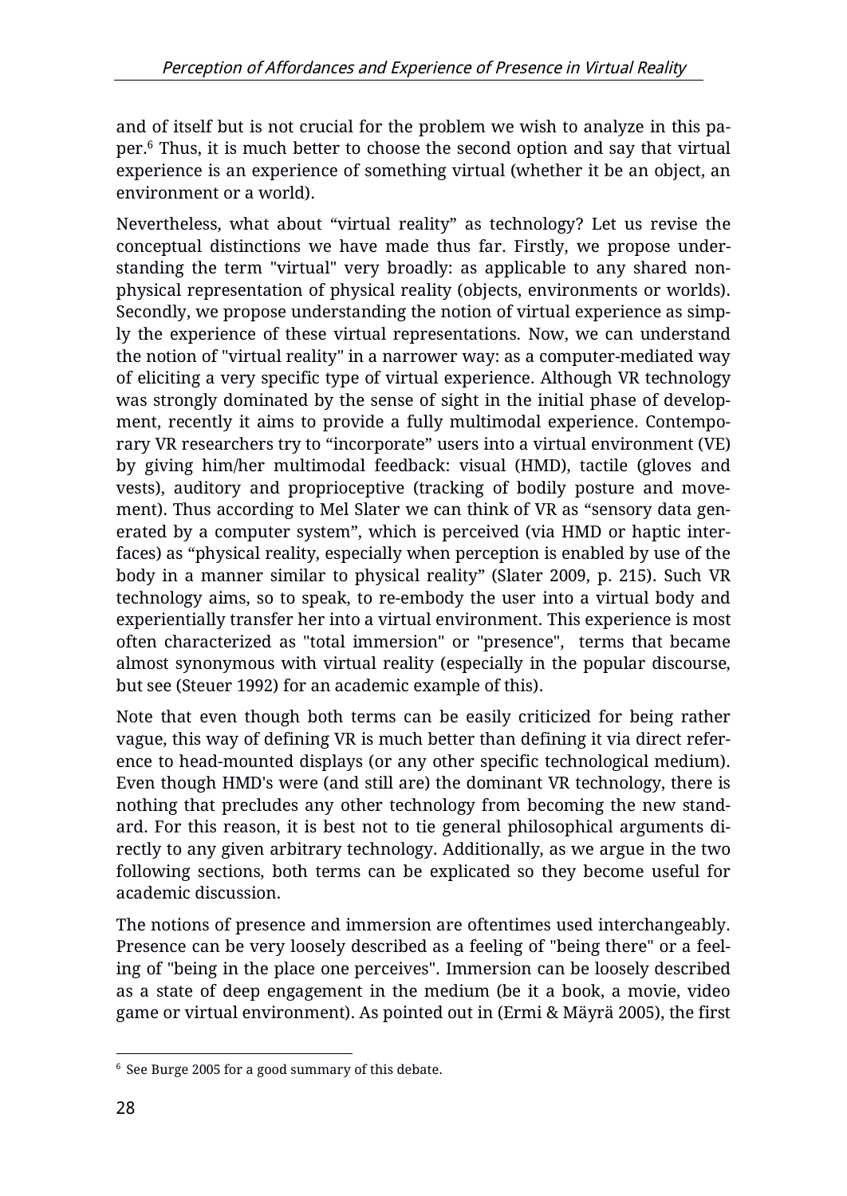and of itself but is not crucial for the problem we wish to analyze in this paper.[6] Thus, it is much better to choose the second option and say that virtual experience is an experience of something virtual (whether it be an object, an environment or a world).

Nevertheless, what about “virtual reality” as technology? Let us revise the conceptual distinctions we have made thus far. Firstly, we propose understanding the term "virtual" very broadly: as applicable to any shared non-physical representation of physical reality (objects, environments or worlds). Secondly, we propose understanding the notion of virtual experience as simply the experience of these virtual representations. Now, we can understand the notion of "virtual reality" in a narrower way: as a computer-mediated way of eliciting a very specific type of virtual experience. Although VR technology was strongly dominated by the sense of sight in the initial phase of development, recently it aims to provide a fully multimodal experience. Contemporary VR researchers try to “incorporate” users into a virtual environment (VE) by giving him/her multimodal feedback: visual (HMD), tactile (gloves and vests), auditory and proprioceptive (tracking of bodily posture and movement). Thus according to Mel Slater we can think of VR as “sensory data generated by a computer system”, which is perceived (via HMD or haptic interfaces) as “physical reality, especially when perception is enabled by use of the body in a manner similar to physical reality” (Slater 2009, p. 215). Such VR technology aims, so to speak, to re-embody the user into a virtual body and experientially transfer her into a virtual environment. This experience is most often characterized as "total immersion" or "presence", terms that became almost synonymous with virtual reality (especially in the popular discourse, but see (Steuer 1992) for an academic example of this).

Note that even though both terms can be easily criticized for being rather vague, this way of defining VR is much better than defining it via direct reference to head-mounted displays (or any other specific technological medium). Even though HMD's were (and still are) the dominant VR technology, there is nothing that precludes any other technology from becoming the new standard. For this reason, it is best not to tie general philosophical arguments directly to any given arbitrary technology. Additionally, as we argue in the two following sections, both terms can be explicated so they become useful for academic discussion.

The notions of presence and immersion are oftentimes used interchangeably. Presence can be very loosely described as a feeling of "being there" or a feeling of "being in the place one perceives". Immersion can be loosely described as a state of deep engagement in the medium (be it a book, a movie, video game or virtual environment). As pointed out in (Ermi & Mäyrä 2005), the first

[6] See Burge 2005 for a good summary of this debate.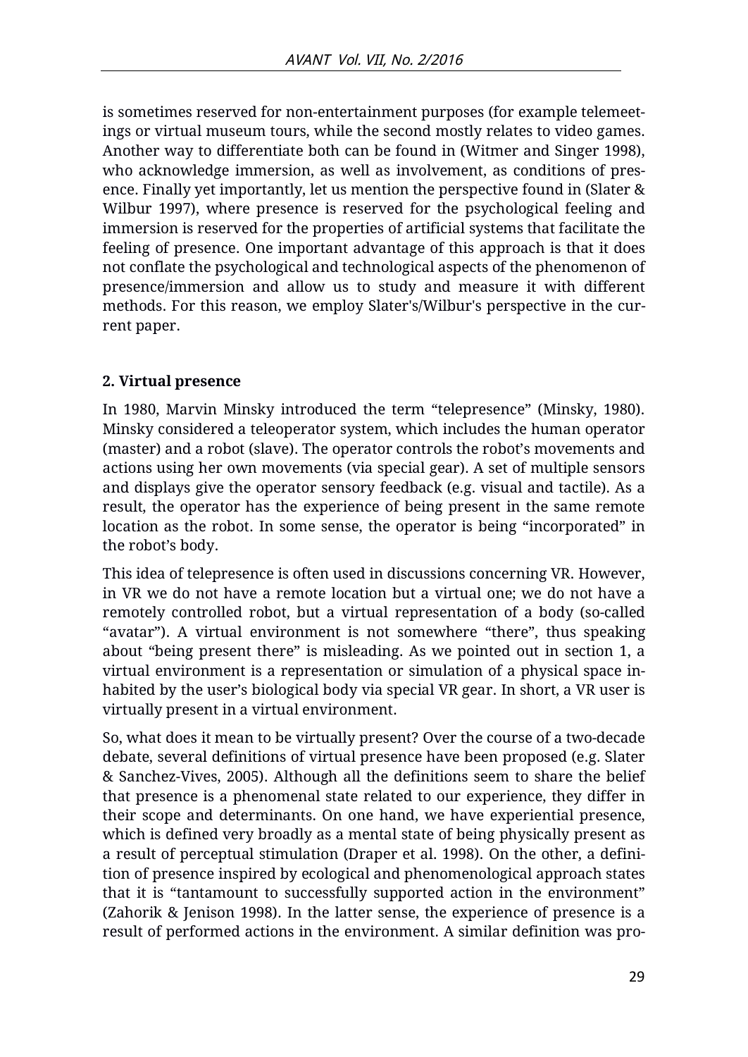is sometimes reserved for non-entertainment purposes (for example telemeetings or virtual museum tours, while the second mostly relates to video games. Another way to differentiate both can be found in (Witmer and Singer 1998), who acknowledge immersion, as well as involvement, as conditions of presence. Finally yet importantly, let us mention the perspective found in (Slater & Wilbur 1997), where presence is reserved for the psychological feeling and immersion is reserved for the properties of artificial systems that facilitate the feeling of presence. One important advantage of this approach is that it does not conflate the psychological and technological aspects of the phenomenon of presence/immersion and allow us to study and measure it with different methods. For this reason, we employ Slater's/Wilbur's perspective in the current paper.

## 2. Virtual presence

In 1980, Marvin Minsky introduced the term "telepresence" (Minsky, 1980). Minsky considered a teleoperator system, which includes the human operator (master) and a robot (slave). The operator controls the robot's movements and actions using her own movements (via special gear). A set of multiple sensors and displays give the operator sensory feedback (e.g. visual and tactile). As a result, the operator has the experience of being present in the same remote location as the robot. In some sense, the operator is being "incorporated" in the robot's body.

This idea of telepresence is often used in discussions concerning VR. However, in VR we do not have a remote location but a virtual one; we do not have a remotely controlled robot, but a virtual representation of a body (so-called "avatar"). A virtual environment is not somewhere "there", thus speaking about "being present there" is misleading. As we pointed out in section 1, a virtual environment is a representation or simulation of a physical space inhabited by the user's biological body via special VR gear. In short, a VR user is virtually present in a virtual environment.

So, what does it mean to be virtually present? Over the course of a two-decade debate, several definitions of virtual presence have been proposed (e.g. Slater & Sanchez-Vives, 2005). Although all the definitions seem to share the belief that presence is a phenomenal state related to our experience, they differ in their scope and determinants. On one hand, we have experiential presence, which is defined very broadly as a mental state of being physically present as a result of perceptual stimulation (Draper et al. 1998). On the other, a definition of presence inspired by ecological and phenomenological approach states that it is "tantamount to successfully supported action in the environment" (Zahorik & Jenison 1998). In the latter sense, the experience of presence is a result of performed actions in the environment. A similar definition was pro-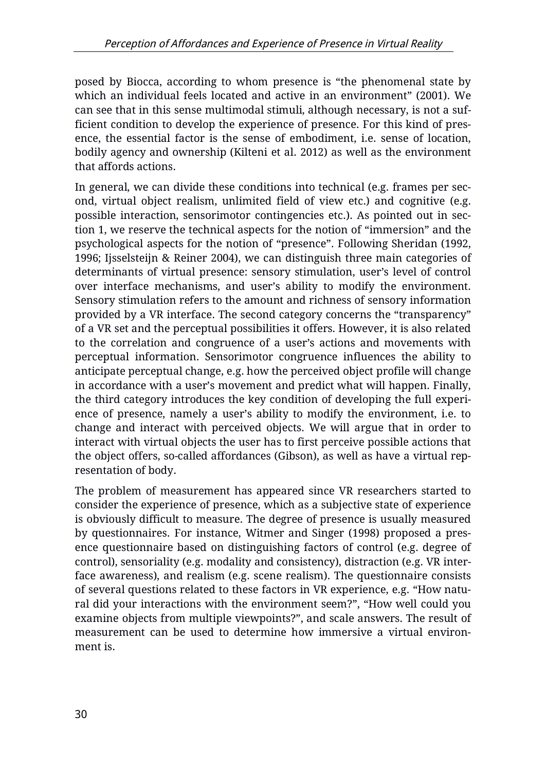posed by Biocca, according to whom presence is "the phenomenal state by which an individual feels located and active in an environment" (2001). We can see that in this sense multimodal stimuli, although necessary, is not a sufficient condition to develop the experience of presence. For this kind of presence, the essential factor is the sense of embodiment, i.e. sense of location, bodily agency and ownership (Kilteni et al. 2012) as well as the environment that affords actions.

In general, we can divide these conditions into technical (e.g. frames per second, virtual object realism, unlimited field of view etc.) and cognitive (e.g. possible interaction, sensorimotor contingencies etc.). As pointed out in section 1, we reserve the technical aspects for the notion of "immersion" and the psychological aspects for the notion of "presence". Following Sheridan (1992, 1996; Ijsselsteijn & Reiner 2004), we can distinguish three main categories of determinants of virtual presence: sensory stimulation, user's level of control over interface mechanisms, and user's ability to modify the environment. Sensory stimulation refers to the amount and richness of sensory information provided by a VR interface. The second category concerns the "transparency" of a VR set and the perceptual possibilities it offers. However, it is also related to the correlation and congruence of a user's actions and movements with perceptual information. Sensorimotor congruence influences the ability to anticipate perceptual change, e.g. how the perceived object profile will change in accordance with a user's movement and predict what will happen. Finally, the third category introduces the key condition of developing the full experience of presence, namely a user's ability to modify the environment, i.e. to change and interact with perceived objects. We will argue that in order to interact with virtual objects the user has to first perceive possible actions that the object offers, so-called affordances (Gibson), as well as have a virtual representation of body.

The problem of measurement has appeared since VR researchers started to consider the experience of presence, which as a subjective state of experience is obviously difficult to measure. The degree of presence is usually measured by questionnaires. For instance, Witmer and Singer (1998) proposed a presence questionnaire based on distinguishing factors of control (e.g. degree of control), sensoriality (e.g. modality and consistency), distraction (e.g. VR interface awareness), and realism (e.g. scene realism). The questionnaire consists of several questions related to these factors in VR experience, e.g. "How natural did your interactions with the environment seem?", "How well could you examine objects from multiple viewpoints?", and scale answers. The result of measurement can be used to determine how immersive a virtual environment is.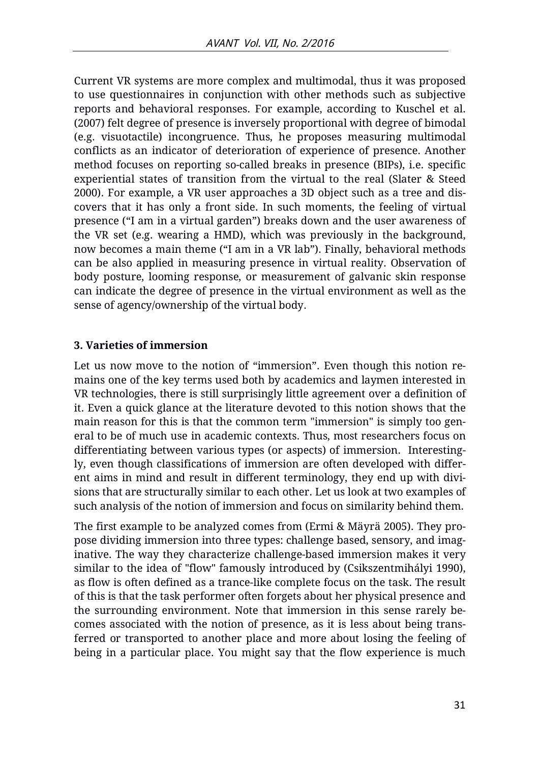Current VR systems are more complex and multimodal, thus it was proposed to use questionnaires in conjunction with other methods such as subjective reports and behavioral responses. For example, according to Kuschel et al. (2007) felt degree of presence is inversely proportional with degree of bimodal (e.g. visuotactile) incongruence. Thus, he proposes measuring multimodal conflicts as an indicator of deterioration of experience of presence. Another method focuses on reporting so-called breaks in presence (BIPs), i.e. specific experiential states of transition from the virtual to the real (Slater & Steed 2000). For example, a VR user approaches a 3D object such as a tree and discovers that it has only a front side. In such moments, the feeling of virtual presence ("I am in a virtual garden") breaks down and the user awareness of the VR set (e.g. wearing a HMD), which was previously in the background, now becomes a main theme ("I am in a VR lab"). Finally, behavioral methods can be also applied in measuring presence in virtual reality. Observation of body posture, looming response, or measurement of galvanic skin response can indicate the degree of presence in the virtual environment as well as the sense of agency/ownership of the virtual body.

### 3. Varieties of immersion

Let us now move to the notion of "immersion". Even though this notion remains one of the key terms used both by academics and laymen interested in VR technologies, there is still surprisingly little agreement over a definition of it. Even a quick glance at the literature devoted to this notion shows that the main reason for this is that the common term "immersion" is simply too general to be of much use in academic contexts. Thus, most researchers focus on differentiating between various types (or aspects) of immersion. Interestingly, even though classifications of immersion are often developed with different aims in mind and result in different terminology, they end up with divisions that are structurally similar to each other. Let us look at two examples of such analysis of the notion of immersion and focus on similarity behind them.

The first example to be analyzed comes from (Ermi & Mäyrä 2005). They propose dividing immersion into three types: challenge based, sensory, and imaginative. The way they characterize challenge-based immersion makes it very similar to the idea of "flow" famously introduced by (Csikszentmihályi 1990), as flow is often defined as a trance-like complete focus on the task. The result of this is that the task performer often forgets about her physical presence and the surrounding environment. Note that immersion in this sense rarely becomes associated with the notion of presence, as it is less about being transferred or transported to another place and more about losing the feeling of being in a particular place. You might say that the flow experience is much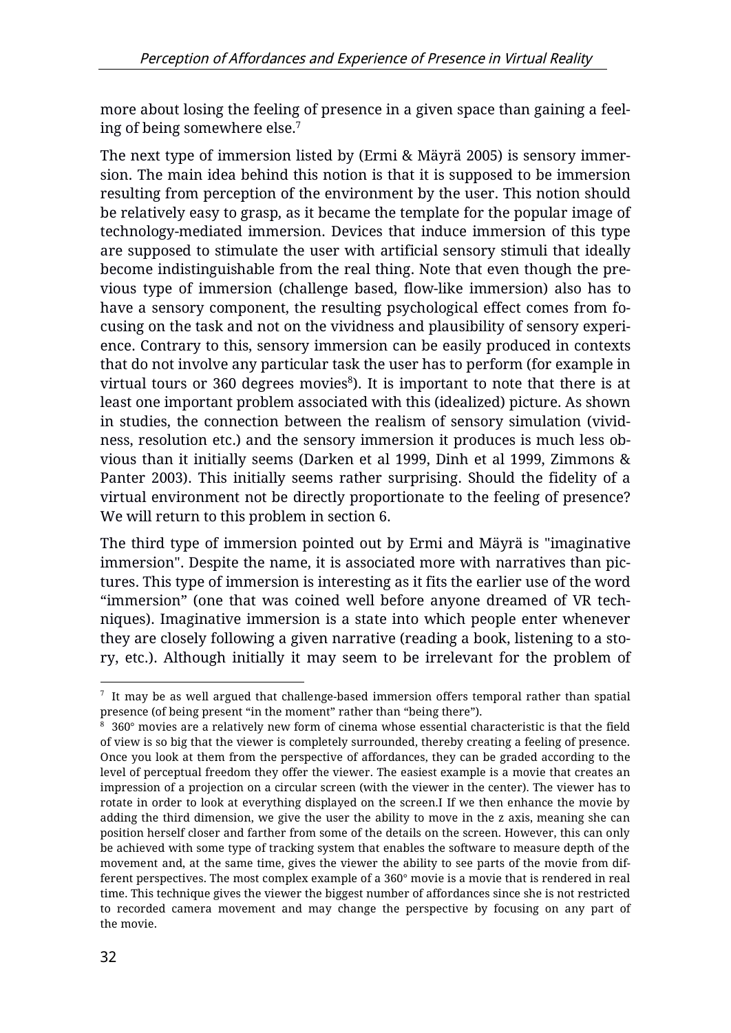more about losing the feeling of presence in a given space than gaining a feeling of being somewhere else.[7]

The next type of immersion listed by (Ermi & Mäyrä 2005) is sensory immersion. The main idea behind this notion is that it is supposed to be immersion resulting from perception of the environment by the user. This notion should be relatively easy to grasp, as it became the template for the popular image of technology-mediated immersion. Devices that induce immersion of this type are supposed to stimulate the user with artificial sensory stimuli that ideally become indistinguishable from the real thing. Note that even though the previous type of immersion (challenge based, flow-like immersion) also has to have a sensory component, the resulting psychological effect comes from focusing on the task and not on the vividness and plausibility of sensory experience. Contrary to this, sensory immersion can be easily produced in contexts that do not involve any particular task the user has to perform (for example in virtual tours or 360 degrees movies[8]). It is important to note that there is at least one important problem associated with this (idealized) picture. As shown in studies, the connection between the realism of sensory simulation (vividness, resolution etc.) and the sensory immersion it produces is much less obvious than it initially seems (Darken et al 1999, Dinh et al 1999, Zimmons & Panter 2003). This initially seems rather surprising. Should the fidelity of a virtual environment not be directly proportionate to the feeling of presence? We will return to this problem in section 6.

The third type of immersion pointed out by Ermi and Mäyrä is "imaginative immersion". Despite the name, it is associated more with narratives than pictures. This type of immersion is interesting as it fits the earlier use of the word "immersion" (one that was coined well before anyone dreamed of VR techniques). Imaginative immersion is a state into which people enter whenever they are closely following a given narrative (reading a book, listening to a story, etc.). Although initially it may seem to be irrelevant for the problem of

---

[7] It may be as well argued that challenge-based immersion offers temporal rather than spatial presence (of being present "in the moment" rather than "being there").

[8] 360° movies are a relatively new form of cinema whose essential characteristic is that the field of view is so big that the viewer is completely surrounded, thereby creating a feeling of presence. Once you look at them from the perspective of affordances, they can be graded according to the level of perceptual freedom they offer the viewer. The easiest example is a movie that creates an impression of a projection on a circular screen (with the viewer in the center). The viewer has to rotate in order to look at everything displayed on the screen.I If we then enhance the movie by adding the third dimension, we give the user the ability to move in the z axis, meaning she can position herself closer and farther from some of the details on the screen. However, this can only be achieved with some type of tracking system that enables the software to measure depth of the movement and, at the same time, gives the viewer the ability to see parts of the movie from different perspectives. The most complex example of a 360° movie is a movie that is rendered in real time. This technique gives the viewer the biggest number of affordances since she is not restricted to recorded camera movement and may change the perspective by focusing on any part of the movie.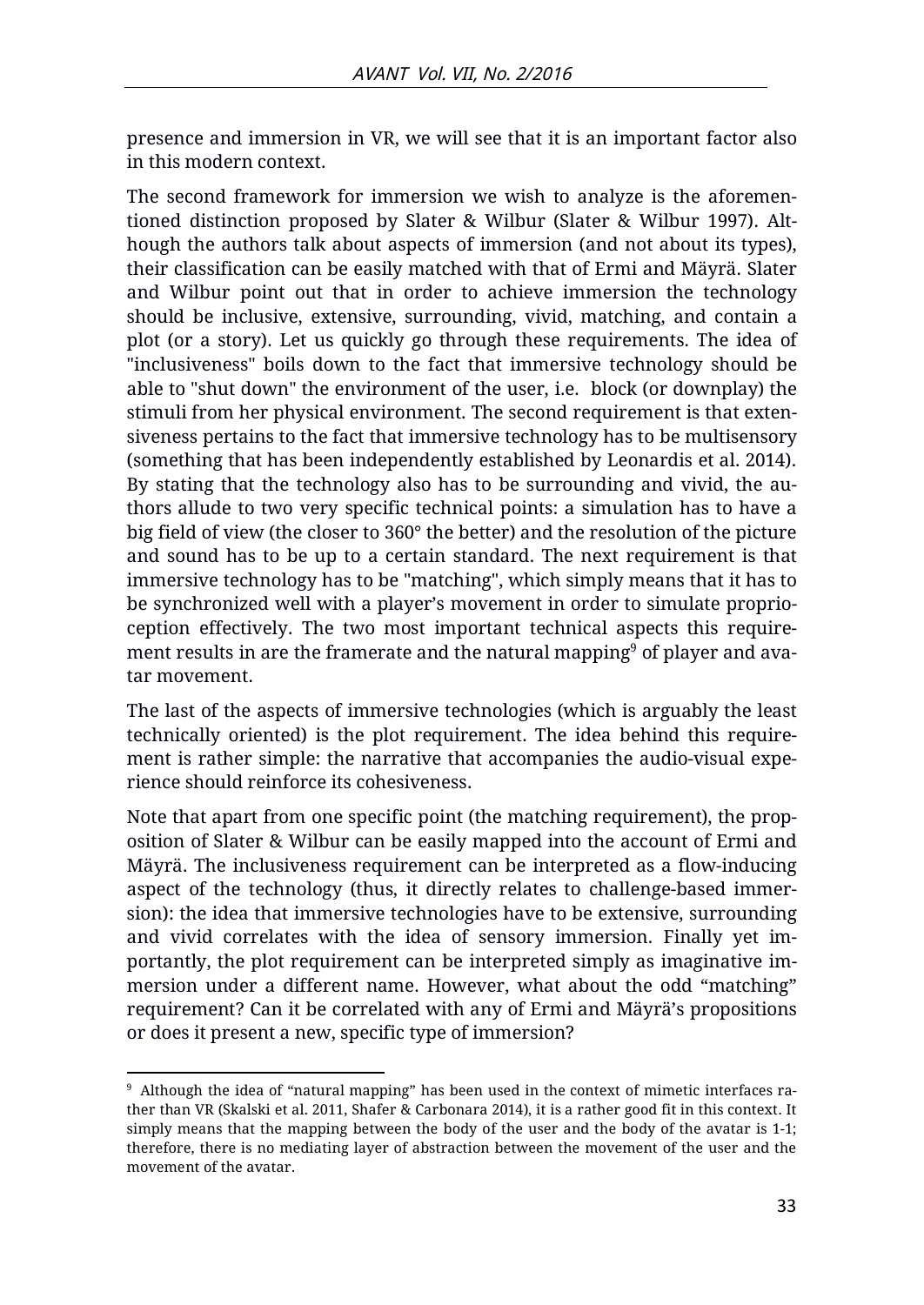presence and immersion in VR, we will see that it is an important factor also in this modern context.

The second framework for immersion we wish to analyze is the aforementioned distinction proposed by Slater & Wilbur (Slater & Wilbur 1997). Although the authors talk about aspects of immersion (and not about its types), their classification can be easily matched with that of Ermi and Mäyrä. Slater and Wilbur point out that in order to achieve immersion the technology should be inclusive, extensive, surrounding, vivid, matching, and contain a plot (or a story). Let us quickly go through these requirements. The idea of "inclusiveness" boils down to the fact that immersive technology should be able to "shut down" the environment of the user, i.e. block (or downplay) the stimuli from her physical environment. The second requirement is that extensiveness pertains to the fact that immersive technology has to be multisensory (something that has been independently established by Leonardis et al. 2014). By stating that the technology also has to be surrounding and vivid, the authors allude to two very specific technical points: a simulation has to have a big field of view (the closer to 360° the better) and the resolution of the picture and sound has to be up to a certain standard. The next requirement is that immersive technology has to be "matching", which simply means that it has to be synchronized well with a player's movement in order to simulate proprioception effectively. The two most important technical aspects this requirement results in are the framerate and the natural mapping[9] of player and avatar movement.

The last of the aspects of immersive technologies (which is arguably the least technically oriented) is the plot requirement. The idea behind this requirement is rather simple: the narrative that accompanies the audio-visual experience should reinforce its cohesiveness.

Note that apart from one specific point (the matching requirement), the proposition of Slater & Wilbur can be easily mapped into the account of Ermi and Mäyrä. The inclusiveness requirement can be interpreted as a flow-inducing aspect of the technology (thus, it directly relates to challenge-based immersion): the idea that immersive technologies have to be extensive, surrounding and vivid correlates with the idea of sensory immersion. Finally yet importantly, the plot requirement can be interpreted simply as imaginative immersion under a different name. However, what about the odd "matching" requirement? Can it be correlated with any of Ermi and Mäyrä's propositions or does it present a new, specific type of immersion?

---

[9] Although the idea of "natural mapping" has been used in the context of mimetic interfaces rather than VR (Skalski et al. 2011, Shafer & Carbonara 2014), it is a rather good fit in this context. It simply means that the mapping between the body of the user and the body of the avatar is 1-1; therefore, there is no mediating layer of abstraction between the movement of the user and the movement of the avatar.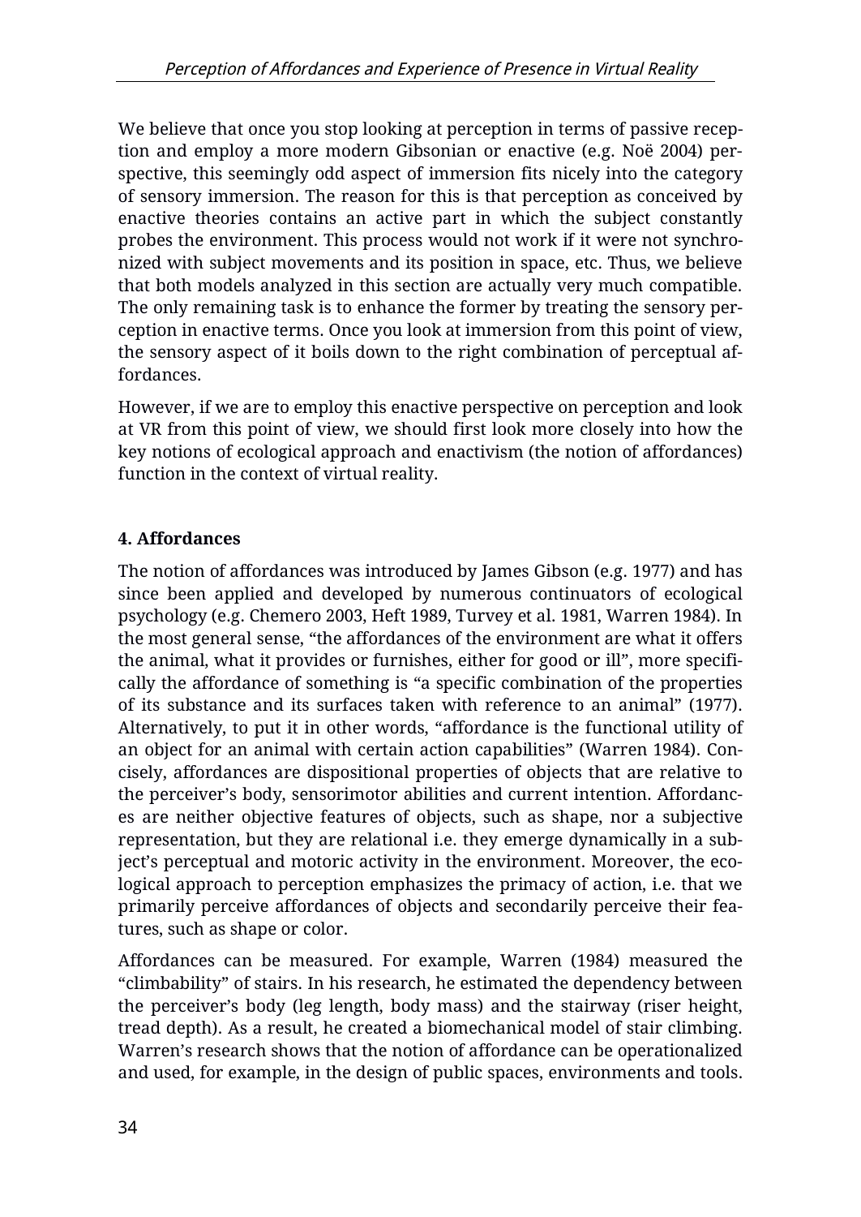We believe that once you stop looking at perception in terms of passive reception and employ a more modern Gibsonian or enactive (e.g. Noë 2004) perspective, this seemingly odd aspect of immersion fits nicely into the category of sensory immersion. The reason for this is that perception as conceived by enactive theories contains an active part in which the subject constantly probes the environment. This process would not work if it were not synchronized with subject movements and its position in space, etc. Thus, we believe that both models analyzed in this section are actually very much compatible. The only remaining task is to enhance the former by treating the sensory perception in enactive terms. Once you look at immersion from this point of view, the sensory aspect of it boils down to the right combination of perceptual affordances.

However, if we are to employ this enactive perspective on perception and look at VR from this point of view, we should first look more closely into how the key notions of ecological approach and enactivism (the notion of affordances) function in the context of virtual reality.

**4. Affordances**

The notion of affordances was introduced by James Gibson (e.g. 1977) and has since been applied and developed by numerous continuators of ecological psychology (e.g. Chemero 2003, Heft 1989, Turvey et al. 1981, Warren 1984). In the most general sense, "the affordances of the environment are what it offers the animal, what it provides or furnishes, either for good or ill", more specifically the affordance of something is "a specific combination of the properties of its substance and its surfaces taken with reference to an animal" (1977). Alternatively, to put it in other words, "affordance is the functional utility of an object for an animal with certain action capabilities" (Warren 1984). Concisely, affordances are dispositional properties of objects that are relative to the perceiver's body, sensorimotor abilities and current intention. Affordances are neither objective features of objects, such as shape, nor a subjective representation, but they are relational i.e. they emerge dynamically in a subject's perceptual and motoric activity in the environment. Moreover, the ecological approach to perception emphasizes the primacy of action, i.e. that we primarily perceive affordances of objects and secondarily perceive their features, such as shape or color.

Affordances can be measured. For example, Warren (1984) measured the "climbability" of stairs. In his research, he estimated the dependency between the perceiver's body (leg length, body mass) and the stairway (riser height, tread depth). As a result, he created a biomechanical model of stair climbing. Warren's research shows that the notion of affordance can be operationalized and used, for example, in the design of public spaces, environments and tools.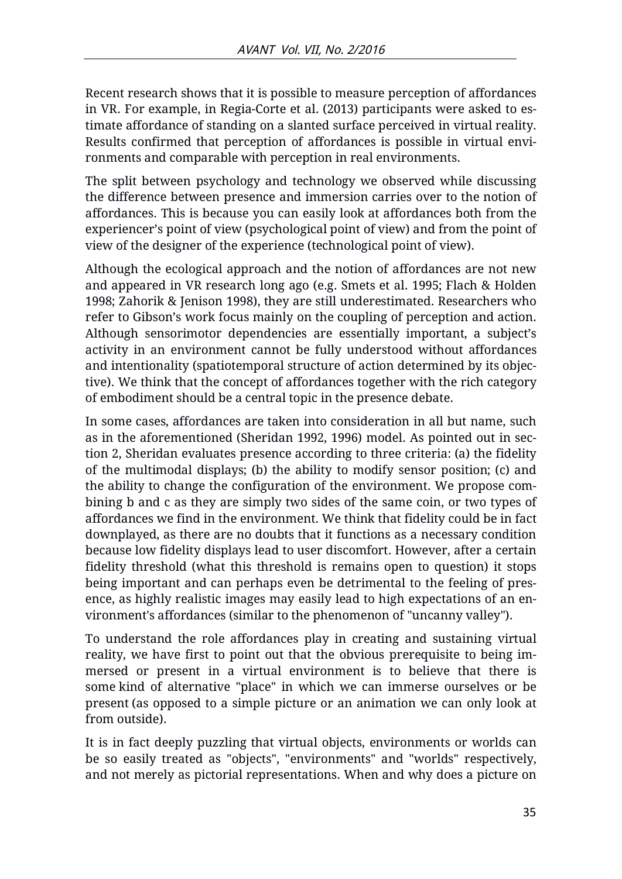Recent research shows that it is possible to measure perception of affordances in VR. For example, in Regia-Corte et al. (2013) participants were asked to estimate affordance of standing on a slanted surface perceived in virtual reality. Results confirmed that perception of affordances is possible in virtual environments and comparable with perception in real environments.

The split between psychology and technology we observed while discussing the difference between presence and immersion carries over to the notion of affordances. This is because you can easily look at affordances both from the experiencer's point of view (psychological point of view) and from the point of view of the designer of the experience (technological point of view).

Although the ecological approach and the notion of affordances are not new and appeared in VR research long ago (e.g. Smets et al. 1995; Flach & Holden 1998; Zahorik & Jenison 1998), they are still underestimated. Researchers who refer to Gibson's work focus mainly on the coupling of perception and action. Although sensorimotor dependencies are essentially important, a subject's activity in an environment cannot be fully understood without affordances and intentionality (spatiotemporal structure of action determined by its objective). We think that the concept of affordances together with the rich category of embodiment should be a central topic in the presence debate.

In some cases, affordances are taken into consideration in all but name, such as in the aforementioned (Sheridan 1992, 1996) model. As pointed out in section 2, Sheridan evaluates presence according to three criteria: (a) the fidelity of the multimodal displays; (b) the ability to modify sensor position; (c) and the ability to change the configuration of the environment. We propose combining b and c as they are simply two sides of the same coin, or two types of affordances we find in the environment. We think that fidelity could be in fact downplayed, as there are no doubts that it functions as a necessary condition because low fidelity displays lead to user discomfort. However, after a certain fidelity threshold (what this threshold is remains open to question) it stops being important and can perhaps even be detrimental to the feeling of presence, as highly realistic images may easily lead to high expectations of an environment's affordances (similar to the phenomenon of "uncanny valley").

To understand the role affordances play in creating and sustaining virtual reality, we have first to point out that the obvious prerequisite to being immersed or present in a virtual environment is to believe that there is some kind of alternative "place" in which we can immerse ourselves or be present (as opposed to a simple picture or an animation we can only look at from outside).

It is in fact deeply puzzling that virtual objects, environments or worlds can be so easily treated as "objects", "environments" and "worlds" respectively, and not merely as pictorial representations. When and why does a picture on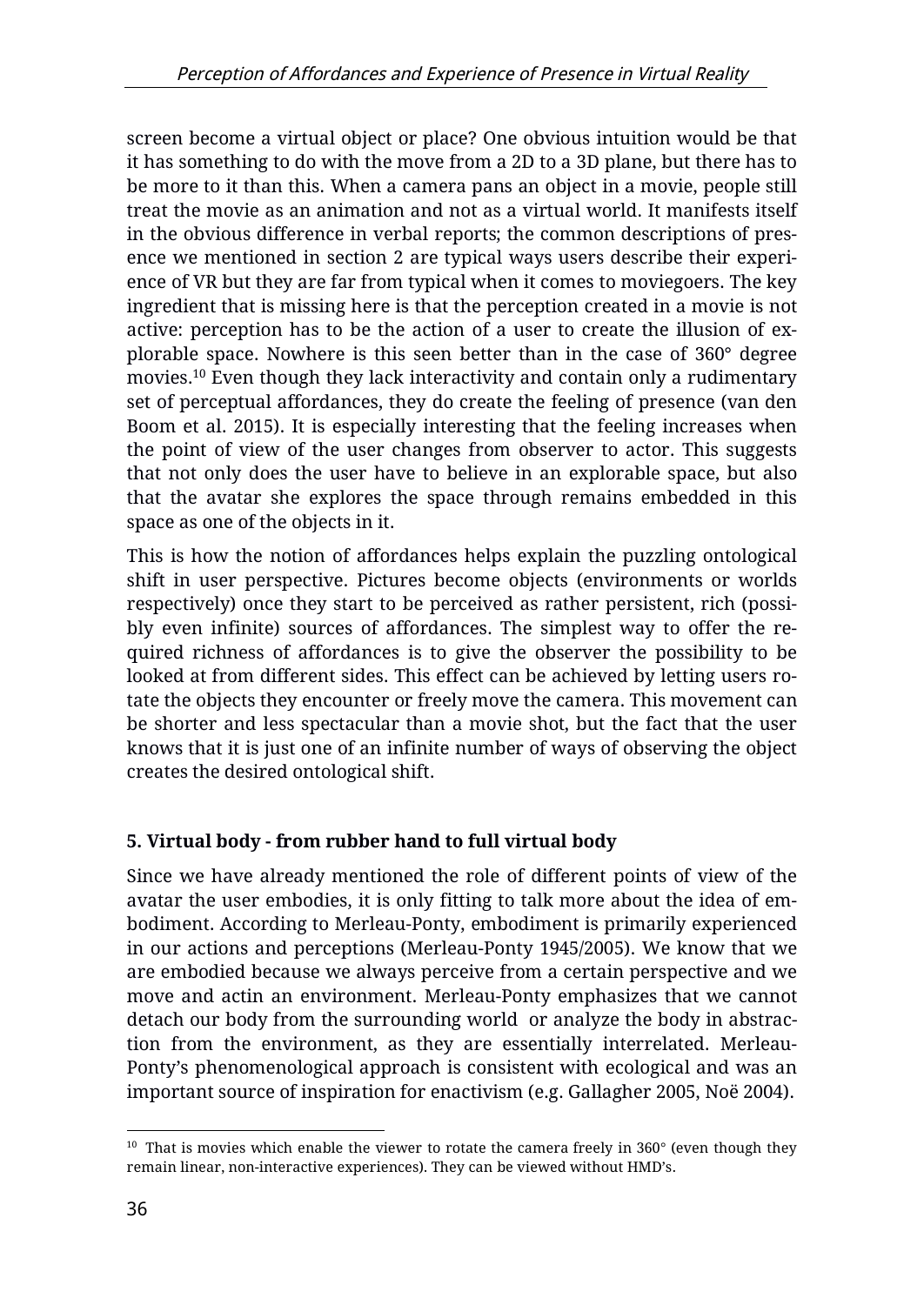screen become a virtual object or place? One obvious intuition would be that it has something to do with the move from a 2D to a 3D plane, but there has to be more to it than this. When a camera pans an object in a movie, people still treat the movie as an animation and not as a virtual world. It manifests itself in the obvious difference in verbal reports; the common descriptions of presence we mentioned in section 2 are typical ways users describe their experience of VR but they are far from typical when it comes to moviegoers. The key ingredient that is missing here is that the perception created in a movie is not active: perception has to be the action of a user to create the illusion of explorable space. Nowhere is this seen better than in the case of 360° degree movies.[10] Even though they lack interactivity and contain only a rudimentary set of perceptual affordances, they do create the feeling of presence (van den Boom et al. 2015). It is especially interesting that the feeling increases when the point of view of the user changes from observer to actor. This suggests that not only does the user have to believe in an explorable space, but also that the avatar she explores the space through remains embedded in this space as one of the objects in it.

This is how the notion of affordances helps explain the puzzling ontological shift in user perspective. Pictures become objects (environments or worlds respectively) once they start to be perceived as rather persistent, rich (possibly even infinite) sources of affordances. The simplest way to offer the required richness of affordances is to give the observer the possibility to be looked at from different sides. This effect can be achieved by letting users rotate the objects they encounter or freely move the camera. This movement can be shorter and less spectacular than a movie shot, but the fact that the user knows that it is just one of an infinite number of ways of observing the object creates the desired ontological shift.

## 5. Virtual body - from rubber hand to full virtual body

Since we have already mentioned the role of different points of view of the avatar the user embodies, it is only fitting to talk more about the idea of embodiment. According to Merleau-Ponty, embodiment is primarily experienced in our actions and perceptions (Merleau-Ponty 1945/2005). We know that we are embodied because we always perceive from a certain perspective and we move and actin an environment. Merleau-Ponty emphasizes that we cannot detach our body from the surrounding world or analyze the body in abstraction from the environment, as they are essentially interrelated. Merleau-Ponty's phenomenological approach is consistent with ecological and was an important source of inspiration for enactivism (e.g. Gallagher 2005, Noë 2004).

---

[10] That is movies which enable the viewer to rotate the camera freely in 360° (even though they remain linear, non-interactive experiences). They can be viewed without HMD's.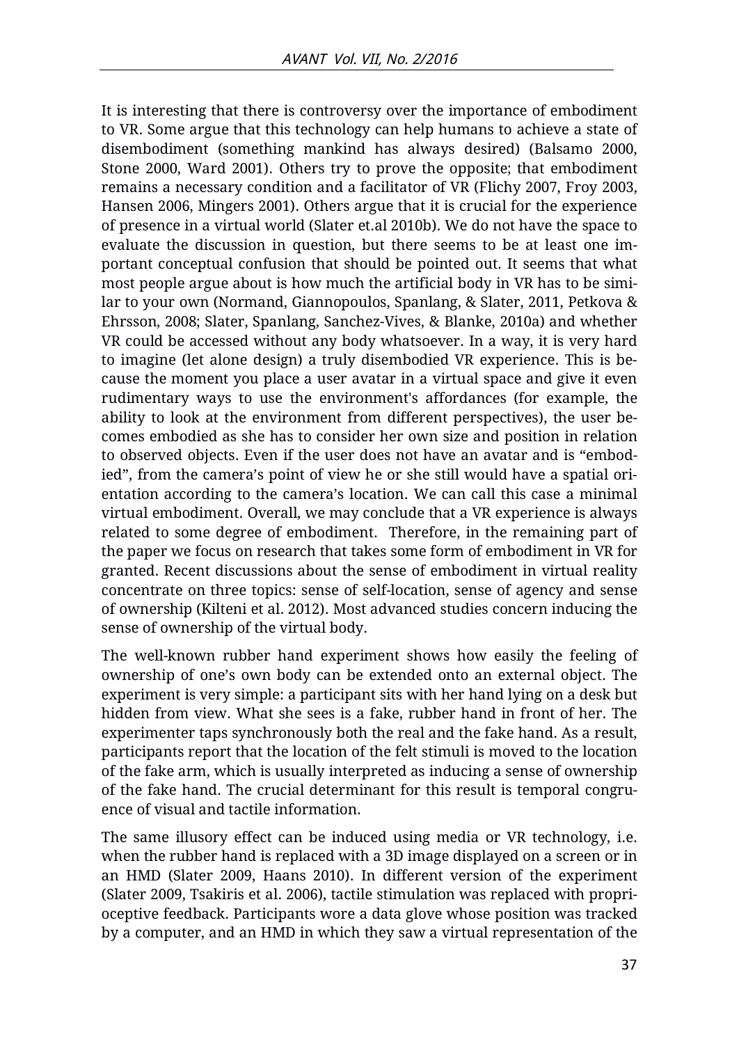It is interesting that there is controversy over the importance of embodiment to VR. Some argue that this technology can help humans to achieve a state of disembodiment (something mankind has always desired) (Balsamo 2000, Stone 2000, Ward 2001). Others try to prove the opposite; that embodiment remains a necessary condition and a facilitator of VR (Flichy 2007, Froy 2003, Hansen 2006, Mingers 2001). Others argue that it is crucial for the experience of presence in a virtual world (Slater et.al 2010b). We do not have the space to evaluate the discussion in question, but there seems to be at least one important conceptual confusion that should be pointed out. It seems that what most people argue about is how much the artificial body in VR has to be similar to your own (Normand, Giannopoulos, Spanlang, & Slater, 2011, Petkova & Ehrsson, 2008; Slater, Spanlang, Sanchez-Vives, & Blanke, 2010a) and whether VR could be accessed without any body whatsoever. In a way, it is very hard to imagine (let alone design) a truly disembodied VR experience. This is because the moment you place a user avatar in a virtual space and give it even rudimentary ways to use the environment's affordances (for example, the ability to look at the environment from different perspectives), the user becomes embodied as she has to consider her own size and position in relation to observed objects. Even if the user does not have an avatar and is "embodied", from the camera's point of view he or she still would have a spatial orientation according to the camera's location. We can call this case a minimal virtual embodiment. Overall, we may conclude that a VR experience is always related to some degree of embodiment. Therefore, in the remaining part of the paper we focus on research that takes some form of embodiment in VR for granted. Recent discussions about the sense of embodiment in virtual reality concentrate on three topics: sense of self-location, sense of agency and sense of ownership (Kilteni et al. 2012). Most advanced studies concern inducing the sense of ownership of the virtual body.

The well-known rubber hand experiment shows how easily the feeling of ownership of one's own body can be extended onto an external object. The experiment is very simple: a participant sits with her hand lying on a desk but hidden from view. What she sees is a fake, rubber hand in front of her. The experimenter taps synchronously both the real and the fake hand. As a result, participants report that the location of the felt stimuli is moved to the location of the fake arm, which is usually interpreted as inducing a sense of ownership of the fake hand. The crucial determinant for this result is temporal congruence of visual and tactile information.

The same illusory effect can be induced using media or VR technology, i.e. when the rubber hand is replaced with a 3D image displayed on a screen or in an HMD (Slater 2009, Haans 2010). In different version of the experiment (Slater 2009, Tsakiris et al. 2006), tactile stimulation was replaced with proprioceptive feedback. Participants wore a data glove whose position was tracked by a computer, and an HMD in which they saw a virtual representation of the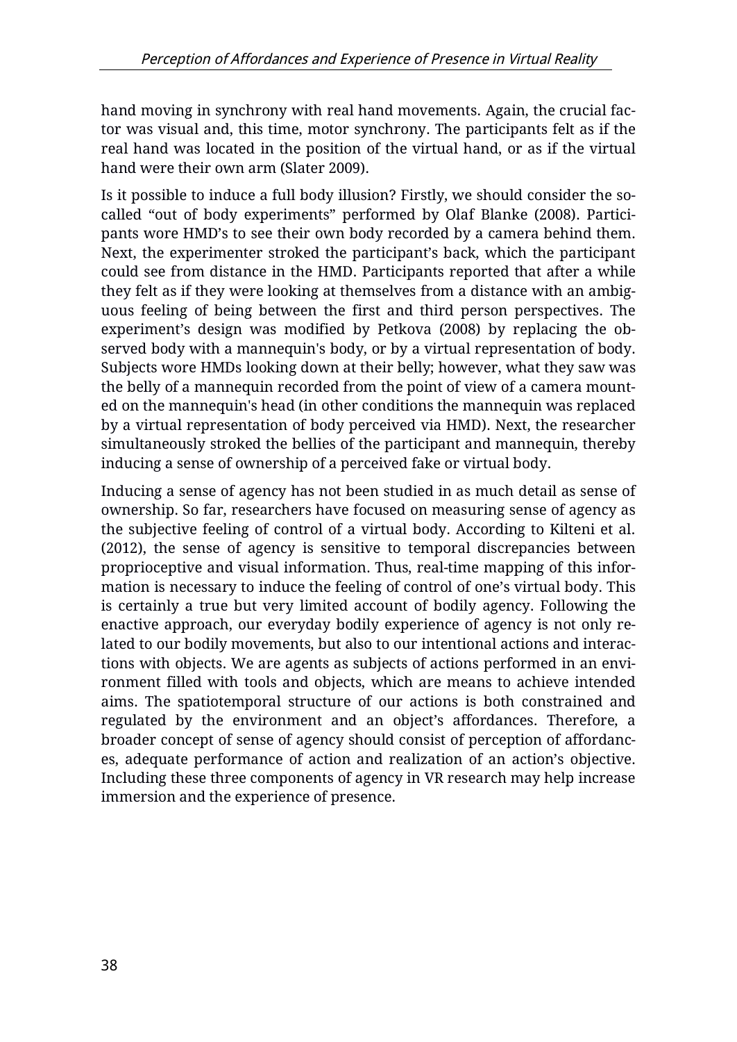hand moving in synchrony with real hand movements. Again, the crucial factor was visual and, this time, motor synchrony. The participants felt as if the real hand was located in the position of the virtual hand, or as if the virtual hand were their own arm (Slater 2009).

Is it possible to induce a full body illusion? Firstly, we should consider the so-called "out of body experiments" performed by Olaf Blanke (2008). Participants wore HMD's to see their own body recorded by a camera behind them. Next, the experimenter stroked the participant's back, which the participant could see from distance in the HMD. Participants reported that after a while they felt as if they were looking at themselves from a distance with an ambiguous feeling of being between the first and third person perspectives. The experiment's design was modified by Petkova (2008) by replacing the observed body with a mannequin's body, or by a virtual representation of body. Subjects wore HMDs looking down at their belly; however, what they saw was the belly of a mannequin recorded from the point of view of a camera mounted on the mannequin's head (in other conditions the mannequin was replaced by a virtual representation of body perceived via HMD). Next, the researcher simultaneously stroked the bellies of the participant and mannequin, thereby inducing a sense of ownership of a perceived fake or virtual body.

Inducing a sense of agency has not been studied in as much detail as sense of ownership. So far, researchers have focused on measuring sense of agency as the subjective feeling of control of a virtual body. According to Kilteni et al. (2012), the sense of agency is sensitive to temporal discrepancies between proprioceptive and visual information. Thus, real-time mapping of this information is necessary to induce the feeling of control of one's virtual body. This is certainly a true but very limited account of bodily agency. Following the enactive approach, our everyday bodily experience of agency is not only related to our bodily movements, but also to our intentional actions and interactions with objects. We are agents as subjects of actions performed in an environment filled with tools and objects, which are means to achieve intended aims. The spatiotemporal structure of our actions is both constrained and regulated by the environment and an object's affordances. Therefore, a broader concept of sense of agency should consist of perception of affordances, adequate performance of action and realization of an action's objective. Including these three components of agency in VR research may help increase immersion and the experience of presence.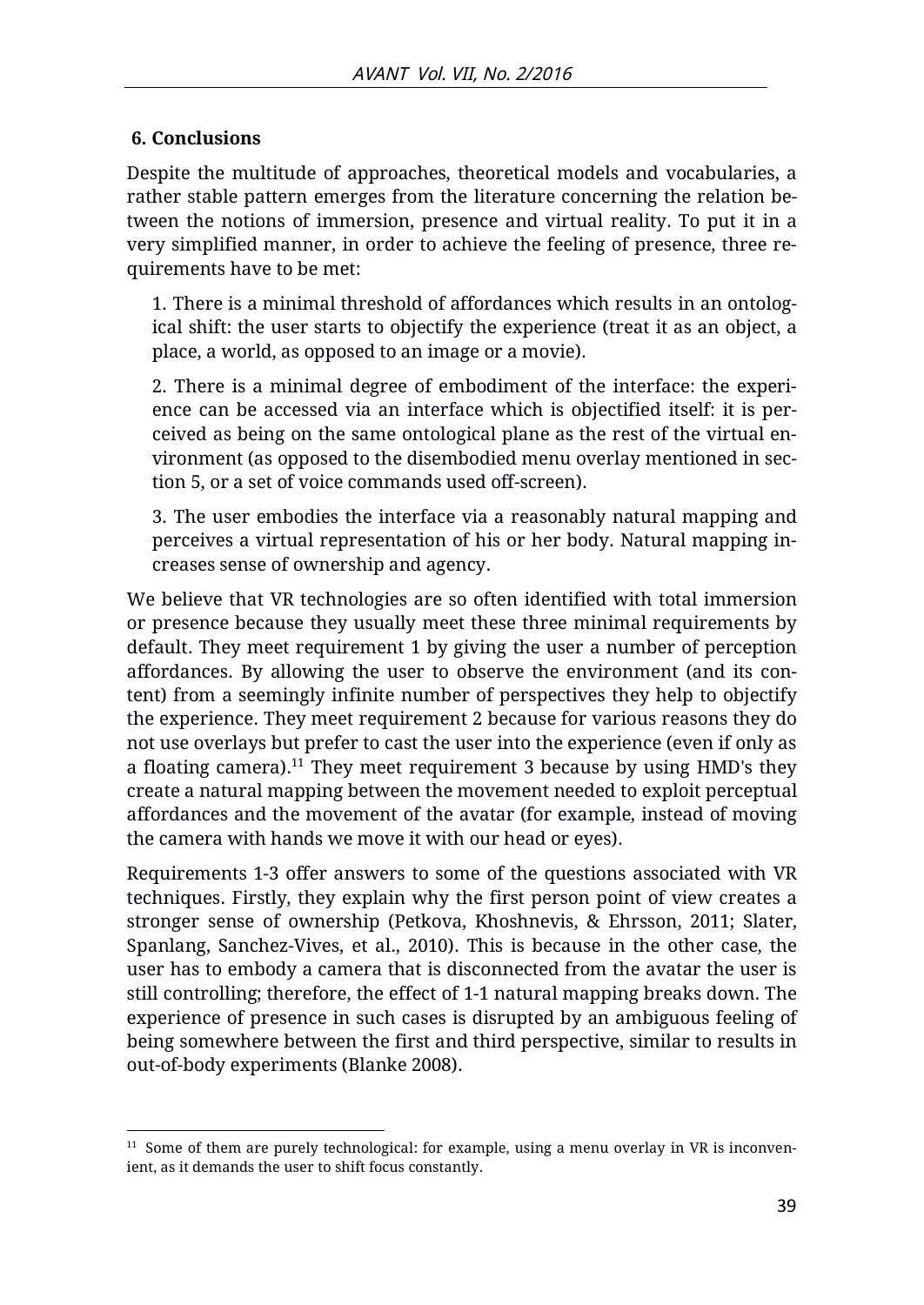## 6. Conclusions

Despite the multitude of approaches, theoretical models and vocabularies, a rather stable pattern emerges from the literature concerning the relation between the notions of immersion, presence and virtual reality. To put it in a very simplified manner, in order to achieve the feeling of presence, three requirements have to be met:

> 1. There is a minimal threshold of affordances which results in an ontological shift: the user starts to objectify the experience (treat it as an object, a place, a world, as opposed to an image or a movie).
>
> 2. There is a minimal degree of embodiment of the interface: the experience can be accessed via an interface which is objectified itself: it is perceived as being on the same ontological plane as the rest of the virtual environment (as opposed to the disembodied menu overlay mentioned in section 5, or a set of voice commands used off-screen).
>
> 3. The user embodies the interface via a reasonably natural mapping and perceives a virtual representation of his or her body. Natural mapping increases sense of ownership and agency.

We believe that VR technologies are so often identified with total immersion or presence because they usually meet these three minimal requirements by default. They meet requirement 1 by giving the user a number of perception affordances. By allowing the user to observe the environment (and its content) from a seemingly infinite number of perspectives they help to objectify the experience. They meet requirement 2 because for various reasons they do not use overlays but prefer to cast the user into the experience (even if only as a floating camera).[11] They meet requirement 3 because by using HMD's they create a natural mapping between the movement needed to exploit perceptual affordances and the movement of the avatar (for example, instead of moving the camera with hands we move it with our head or eyes).

Requirements 1-3 offer answers to some of the questions associated with VR techniques. Firstly, they explain why the first person point of view creates a stronger sense of ownership (Petkova, Khoshnevis, & Ehrsson, 2011; Slater, Spanlang, Sanchez-Vives, et al., 2010). This is because in the other case, the user has to embody a camera that is disconnected from the avatar the user is still controlling; therefore, the effect of 1-1 natural mapping breaks down. The experience of presence in such cases is disrupted by an ambiguous feeling of being somewhere between the first and third perspective, similar to results in out-of-body experiments (Blanke 2008).

---

[11] Some of them are purely technological: for example, using a menu overlay in VR is inconvenient, as it demands the user to shift focus constantly.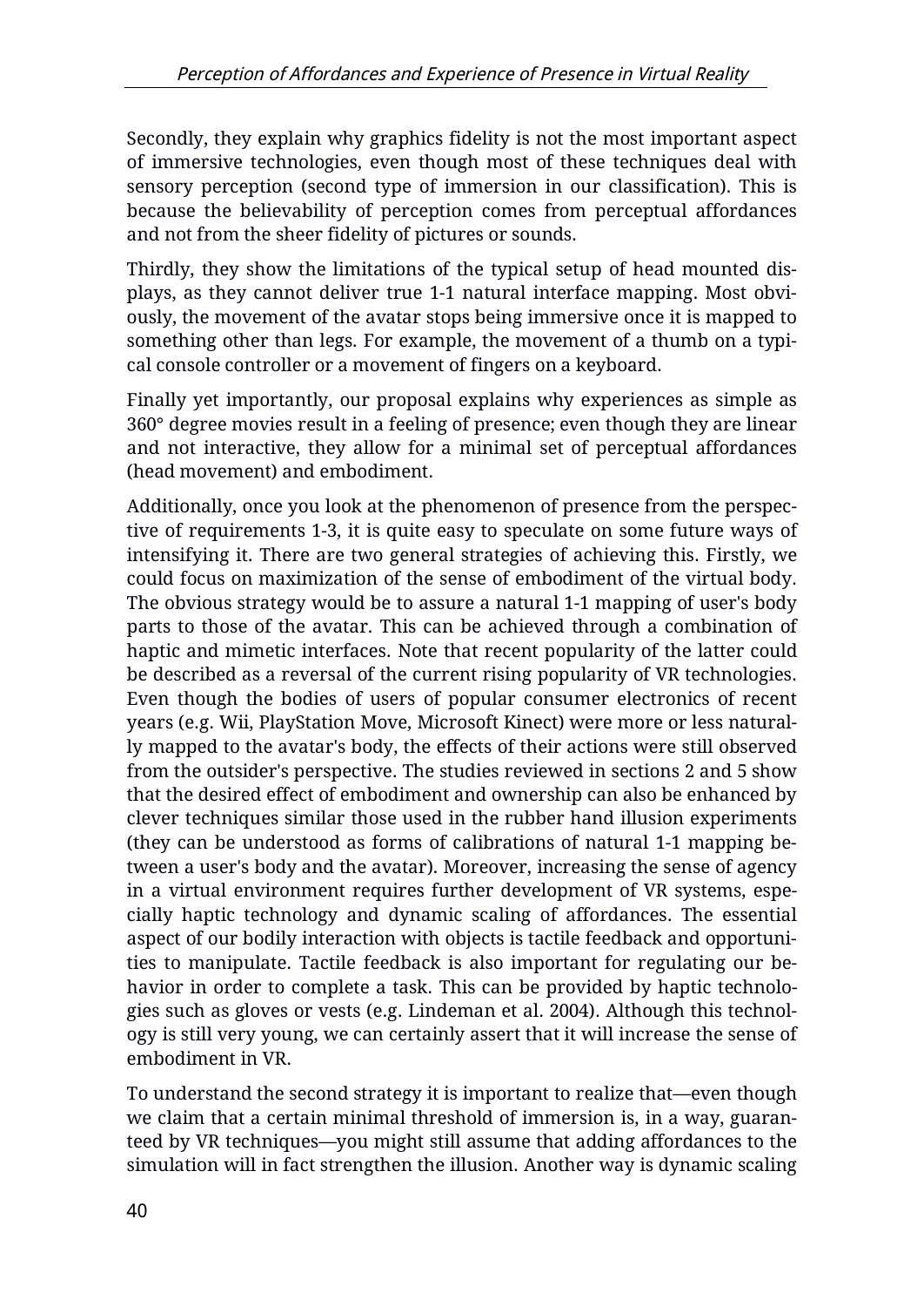Secondly, they explain why graphics fidelity is not the most important aspect of immersive technologies, even though most of these techniques deal with sensory perception (second type of immersion in our classification). This is because the believability of perception comes from perceptual affordances and not from the sheer fidelity of pictures or sounds.

Thirdly, they show the limitations of the typical setup of head mounted displays, as they cannot deliver true 1-1 natural interface mapping. Most obviously, the movement of the avatar stops being immersive once it is mapped to something other than legs. For example, the movement of a thumb on a typical console controller or a movement of fingers on a keyboard.

Finally yet importantly, our proposal explains why experiences as simple as 360° degree movies result in a feeling of presence; even though they are linear and not interactive, they allow for a minimal set of perceptual affordances (head movement) and embodiment.

Additionally, once you look at the phenomenon of presence from the perspective of requirements 1-3, it is quite easy to speculate on some future ways of intensifying it. There are two general strategies of achieving this. Firstly, we could focus on maximization of the sense of embodiment of the virtual body. The obvious strategy would be to assure a natural 1-1 mapping of user's body parts to those of the avatar. This can be achieved through a combination of haptic and mimetic interfaces. Note that recent popularity of the latter could be described as a reversal of the current rising popularity of VR technologies. Even though the bodies of users of popular consumer electronics of recent years (e.g. Wii, PlayStation Move, Microsoft Kinect) were more or less naturally mapped to the avatar's body, the effects of their actions were still observed from the outsider's perspective. The studies reviewed in sections 2 and 5 show that the desired effect of embodiment and ownership can also be enhanced by clever techniques similar those used in the rubber hand illusion experiments (they can be understood as forms of calibrations of natural 1-1 mapping between a user's body and the avatar). Moreover, increasing the sense of agency in a virtual environment requires further development of VR systems, especially haptic technology and dynamic scaling of affordances. The essential aspect of our bodily interaction with objects is tactile feedback and opportunities to manipulate. Tactile feedback is also important for regulating our behavior in order to complete a task. This can be provided by haptic technologies such as gloves or vests (e.g. Lindeman et al. 2004). Although this technology is still very young, we can certainly assert that it will increase the sense of embodiment in VR.

To understand the second strategy it is important to realize that—even though we claim that a certain minimal threshold of immersion is, in a way, guaranteed by VR techniques—you might still assume that adding affordances to the simulation will in fact strengthen the illusion. Another way is dynamic scaling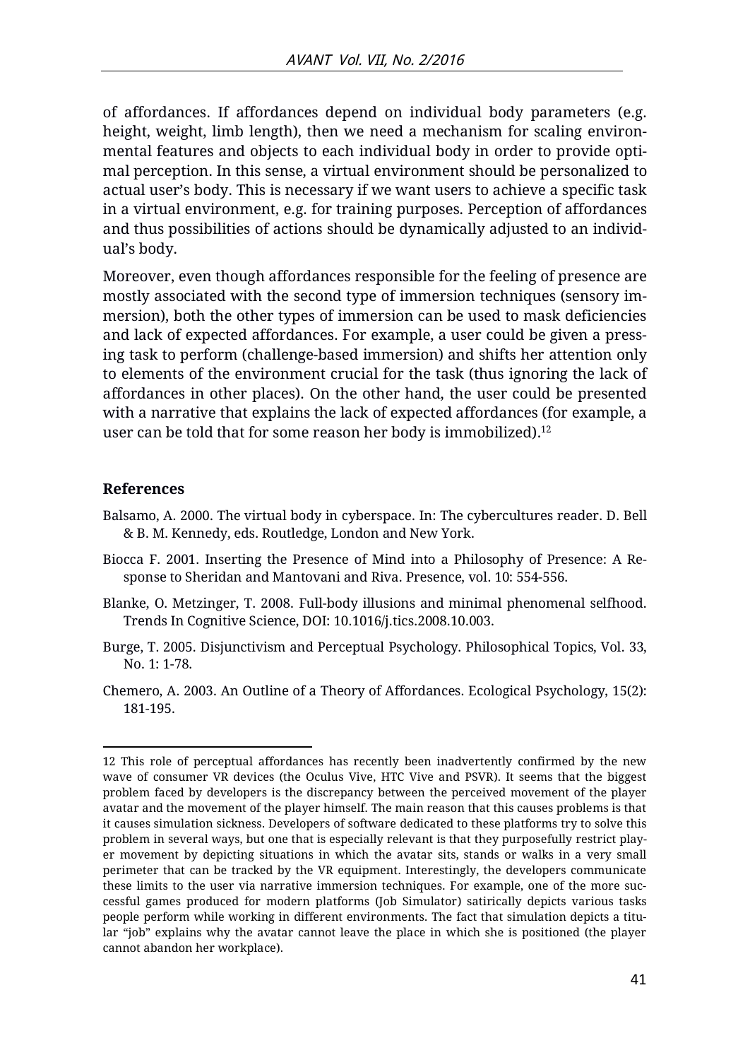of affordances. If affordances depend on individual body parameters (e.g. height, weight, limb length), then we need a mechanism for scaling environmental features and objects to each individual body in order to provide optimal perception. In this sense, a virtual environment should be personalized to actual user's body. This is necessary if we want users to achieve a specific task in a virtual environment, e.g. for training purposes. Perception of affordances and thus possibilities of actions should be dynamically adjusted to an individual's body.

Moreover, even though affordances responsible for the feeling of presence are mostly associated with the second type of immersion techniques (sensory immersion), both the other types of immersion can be used to mask deficiencies and lack of expected affordances. For example, a user could be given a pressing task to perform (challenge-based immersion) and shifts her attention only to elements of the environment crucial for the task (thus ignoring the lack of affordances in other places). On the other hand, the user could be presented with a narrative that explains the lack of expected affordances (for example, a user can be told that for some reason her body is immobilized).[12]

## References

Balsamo, A. 2000. The virtual body in cyberspace. In: The cybercultures reader. D. Bell & B. M. Kennedy, eds. Routledge, London and New York.

Biocca F. 2001. Inserting the Presence of Mind into a Philosophy of Presence: A Response to Sheridan and Mantovani and Riva. Presence, vol. 10: 554-556.

Blanke, O. Metzinger, T. 2008. Full-body illusions and minimal phenomenal selfhood. Trends In Cognitive Science, DOI: 10.1016/j.tics.2008.10.003.

Burge, T. 2005. Disjunctivism and Perceptual Psychology. Philosophical Topics, Vol. 33, No. 1: 1-78.

Chemero, A. 2003. An Outline of a Theory of Affordances. Ecological Psychology, 15(2): 181-195.

---

12 This role of perceptual affordances has recently been inadvertently confirmed by the new wave of consumer VR devices (the Oculus Vive, HTC Vive and PSVR). It seems that the biggest problem faced by developers is the discrepancy between the perceived movement of the player avatar and the movement of the player himself. The main reason that this causes problems is that it causes simulation sickness. Developers of software dedicated to these platforms try to solve this problem in several ways, but one that is especially relevant is that they purposefully restrict player movement by depicting situations in which the avatar sits, stands or walks in a very small perimeter that can be tracked by the VR equipment. Interestingly, the developers communicate these limits to the user via narrative immersion techniques. For example, one of the more successful games produced for modern platforms (Job Simulator) satirically depicts various tasks people perform while working in different environments. The fact that simulation depicts a titular "job" explains why the avatar cannot leave the place in which she is positioned (the player cannot abandon her workplace).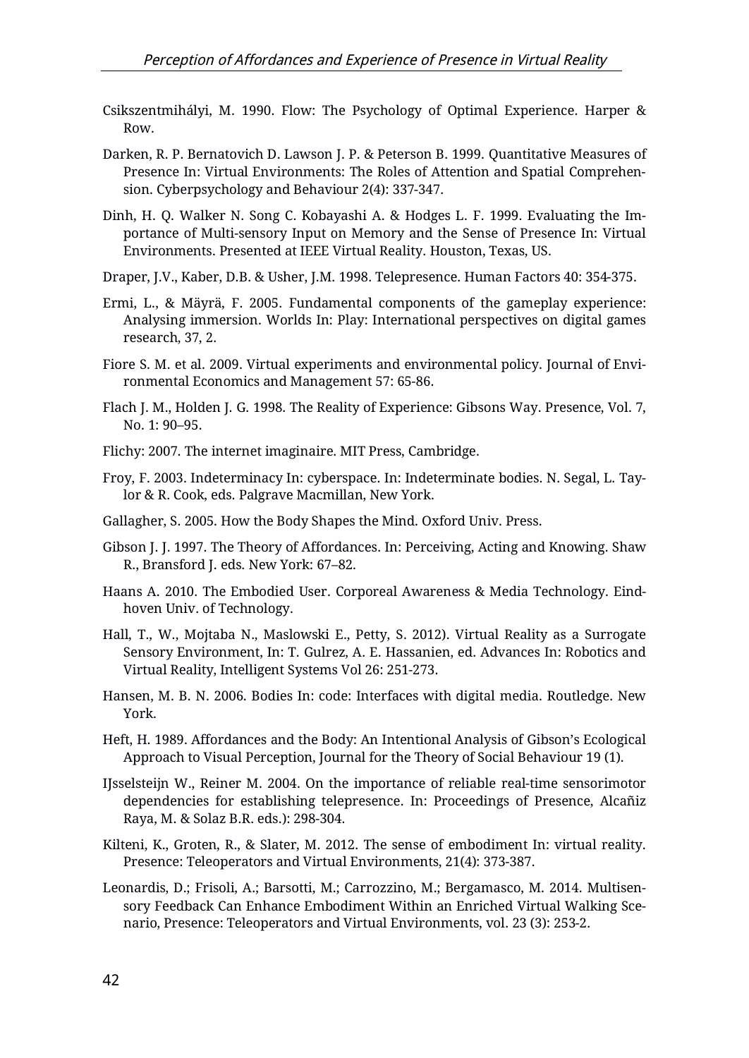Csikszentmihályi, M. 1990. Flow: The Psychology of Optimal Experience. Harper & Row.

Darken, R. P. Bernatovich D. Lawson J. P. & Peterson B. 1999. Quantitative Measures of Presence In: Virtual Environments: The Roles of Attention and Spatial Comprehension. Cyberpsychology and Behaviour 2(4): 337-347.

Dinh, H. Q. Walker N. Song C. Kobayashi A. & Hodges L. F. 1999. Evaluating the Importance of Multi-sensory Input on Memory and the Sense of Presence In: Virtual Environments. Presented at IEEE Virtual Reality. Houston, Texas, US.

Draper, J.V., Kaber, D.B. & Usher, J.M. 1998. Telepresence. Human Factors 40: 354-375.

Ermi, L., & Mäyrä, F. 2005. Fundamental components of the gameplay experience: Analysing immersion. Worlds In: Play: International perspectives on digital games research, 37, 2.

Fiore S. M. et al. 2009. Virtual experiments and environmental policy. Journal of Environmental Economics and Management 57: 65-86.

Flach J. M., Holden J. G. 1998. The Reality of Experience: Gibsons Way. Presence, Vol. 7, No. 1: 90–95.

Flichy: 2007. The internet imaginaire. MIT Press, Cambridge.

Froy, F. 2003. Indeterminacy In: cyberspace. In: Indeterminate bodies. N. Segal, L. Taylor & R. Cook, eds. Palgrave Macmillan, New York.

Gallagher, S. 2005. How the Body Shapes the Mind. Oxford Univ. Press.

Gibson J. J. 1997. The Theory of Affordances. In: Perceiving, Acting and Knowing. Shaw R., Bransford J. eds. New York: 67–82.

Haans A. 2010. The Embodied User. Corporeal Awareness & Media Technology. Eindhoven Univ. of Technology.

Hall, T., W., Mojtaba N., Maslowski E., Petty, S. 2012). Virtual Reality as a Surrogate Sensory Environment, In: T. Gulrez, A. E. Hassanien, ed. Advances In: Robotics and Virtual Reality, Intelligent Systems Vol 26: 251-273.

Hansen, M. B. N. 2006. Bodies In: code: Interfaces with digital media. Routledge. New York.

Heft, H. 1989. Affordances and the Body: An Intentional Analysis of Gibson's Ecological Approach to Visual Perception, Journal for the Theory of Social Behaviour 19 (1).

IJsselsteijn W., Reiner M. 2004. On the importance of reliable real-time sensorimotor dependencies for establishing telepresence. In: Proceedings of Presence, Alcañiz Raya, M. & Solaz B.R. eds.): 298-304.

Kilteni, K., Groten, R., & Slater, M. 2012. The sense of embodiment In: virtual reality. Presence: Teleoperators and Virtual Environments, 21(4): 373-387.

Leonardis, D.; Frisoli, A.; Barsotti, M.; Carrozzino, M.; Bergamasco, M. 2014. Multisensory Feedback Can Enhance Embodiment Within an Enriched Virtual Walking Scenario, Presence: Teleoperators and Virtual Environments, vol. 23 (3): 253-2.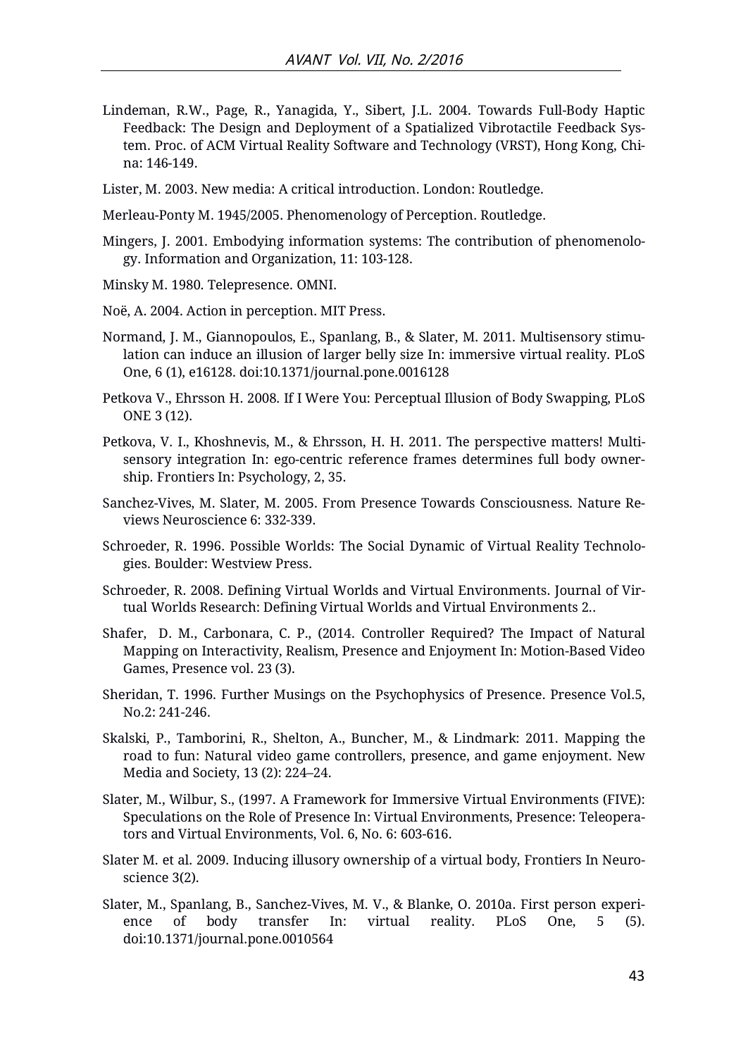Lindeman, R.W., Page, R., Yanagida, Y., Sibert, J.L. 2004. Towards Full-Body Haptic Feedback: The Design and Deployment of a Spatialized Vibrotactile Feedback System. Proc. of ACM Virtual Reality Software and Technology (VRST), Hong Kong, China: 146-149.

Lister, M. 2003. New media: A critical introduction. London: Routledge.

Merleau-Ponty M. 1945/2005. Phenomenology of Perception. Routledge.

Mingers, J. 2001. Embodying information systems: The contribution of phenomenology. Information and Organization, 11: 103-128.

Minsky M. 1980. Telepresence. OMNI.

Noë, A. 2004. Action in perception. MIT Press.

Normand, J. M., Giannopoulos, E., Spanlang, B., & Slater, M. 2011. Multisensory stimulation can induce an illusion of larger belly size In: immersive virtual reality. PLoS One, 6 (1), e16128. doi:10.1371/journal.pone.0016128

Petkova V., Ehrsson H. 2008. If I Were You: Perceptual Illusion of Body Swapping, PLoS ONE 3 (12).

Petkova, V. I., Khoshnevis, M., & Ehrsson, H. H. 2011. The perspective matters! Multisensory integration In: ego-centric reference frames determines full body ownership. Frontiers In: Psychology, 2, 35.

Sanchez-Vives, M. Slater, M. 2005. From Presence Towards Consciousness. Nature Reviews Neuroscience 6: 332-339.

Schroeder, R. 1996. Possible Worlds: The Social Dynamic of Virtual Reality Technologies. Boulder: Westview Press.

Schroeder, R. 2008. Defining Virtual Worlds and Virtual Environments. Journal of Virtual Worlds Research: Defining Virtual Worlds and Virtual Environments 2..

Shafer, D. M., Carbonara, C. P., (2014. Controller Required? The Impact of Natural Mapping on Interactivity, Realism, Presence and Enjoyment In: Motion-Based Video Games, Presence vol. 23 (3).

Sheridan, T. 1996. Further Musings on the Psychophysics of Presence. Presence Vol.5, No.2: 241-246.

Skalski, P., Tamborini, R., Shelton, A., Buncher, M., & Lindmark: 2011. Mapping the road to fun: Natural video game controllers, presence, and game enjoyment. New Media and Society, 13 (2): 224–24.

Slater, M., Wilbur, S., (1997. A Framework for Immersive Virtual Environments (FIVE): Speculations on the Role of Presence In: Virtual Environments, Presence: Teleoperators and Virtual Environments, Vol. 6, No. 6: 603-616.

Slater M. et al. 2009. Inducing illusory ownership of a virtual body, Frontiers In Neuroscience 3(2).

Slater, M., Spanlang, B., Sanchez-Vives, M. V., & Blanke, O. 2010a. First person experience of body transfer In: virtual reality. PLoS One, 5 (5). doi:10.1371/journal.pone.0010564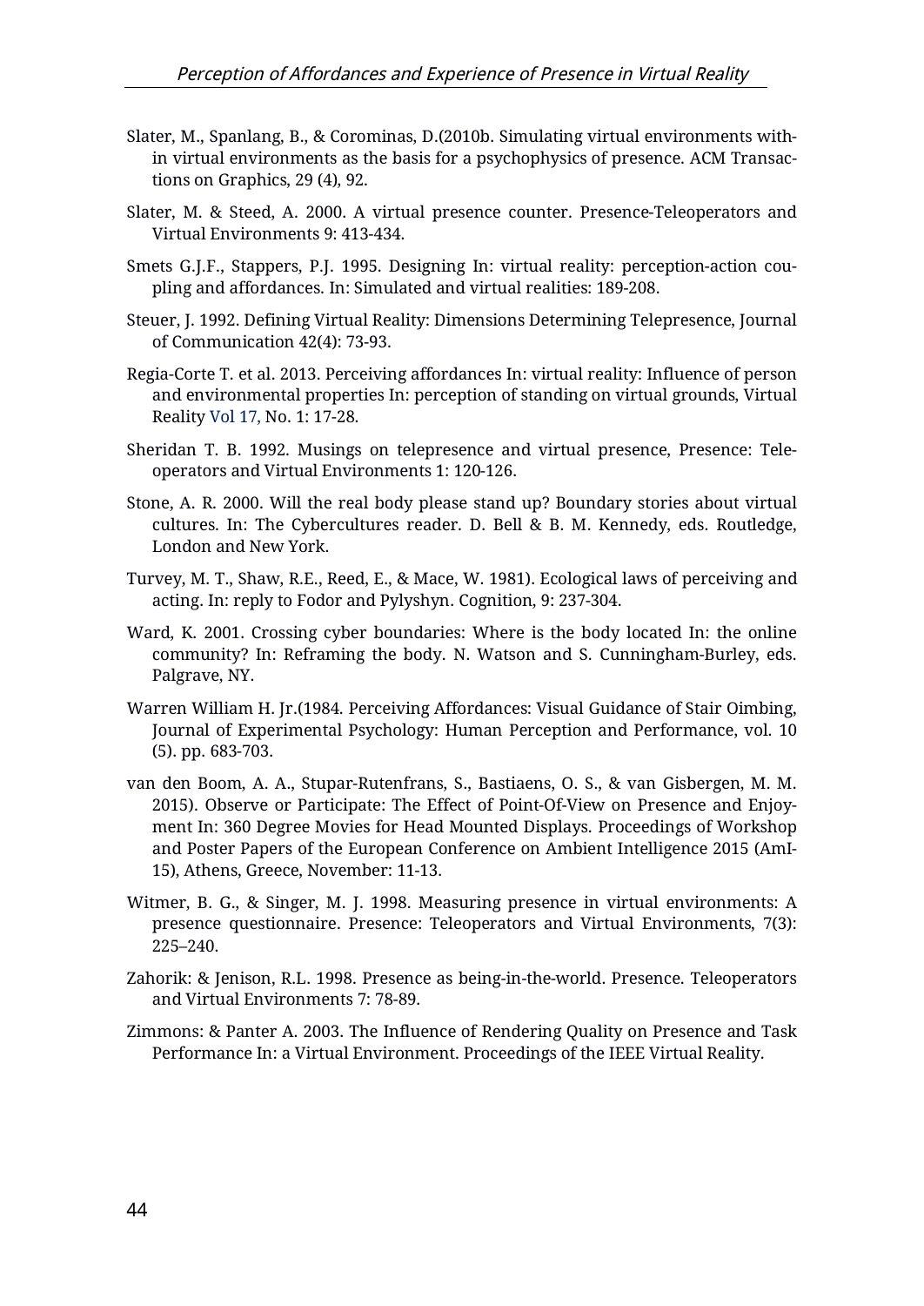Slater, M., Spanlang, B., & Corominas, D.(2010b. Simulating virtual environments within virtual environments as the basis for a psychophysics of presence. ACM Transactions on Graphics, 29 (4), 92.

Slater, M. & Steed, A. 2000. A virtual presence counter. Presence-Teleoperators and Virtual Environments 9: 413-434.

Smets G.J.F., Stappers, P.J. 1995. Designing In: virtual reality: perception-action coupling and affordances. In: Simulated and virtual realities: 189-208.

Steuer, J. 1992. Defining Virtual Reality: Dimensions Determining Telepresence, Journal of Communication 42(4): 73-93.

Regia-Corte T. et al. 2013. Perceiving affordances In: virtual reality: Influence of person and environmental properties In: perception of standing on virtual grounds, Virtual Reality Vol 17, No. 1: 17-28.

Sheridan T. B. 1992. Musings on telepresence and virtual presence, Presence: Teleoperators and Virtual Environments 1: 120-126.

Stone, A. R. 2000. Will the real body please stand up? Boundary stories about virtual cultures. In: The Cybercultures reader. D. Bell & B. M. Kennedy, eds. Routledge, London and New York.

Turvey, M. T., Shaw, R.E., Reed, E., & Mace, W. 1981). Ecological laws of perceiving and acting. In: reply to Fodor and Pylyshyn. Cognition, 9: 237-304.

Ward, K. 2001. Crossing cyber boundaries: Where is the body located In: the online community? In: Reframing the body. N. Watson and S. Cunningham-Burley, eds. Palgrave, NY.

Warren William H. Jr.(1984. Perceiving Affordances: Visual Guidance of Stair Oimbing, Journal of Experimental Psychology: Human Perception and Performance, vol. 10 (5). pp. 683-703.

van den Boom, A. A., Stupar-Rutenfrans, S., Bastiaens, O. S., & van Gisbergen, M. M. 2015). Observe or Participate: The Effect of Point-Of-View on Presence and Enjoyment In: 360 Degree Movies for Head Mounted Displays. Proceedings of Workshop and Poster Papers of the European Conference on Ambient Intelligence 2015 (AmI-15), Athens, Greece, November: 11-13.

Witmer, B. G., & Singer, M. J. 1998. Measuring presence in virtual environments: A presence questionnaire. Presence: Teleoperators and Virtual Environments, 7(3): 225–240.

Zahorik: & Jenison, R.L. 1998. Presence as being-in-the-world. Presence. Teleoperators and Virtual Environments 7: 78-89.

Zimmons: & Panter A. 2003. The Influence of Rendering Quality on Presence and Task Performance In: a Virtual Environment. Proceedings of the IEEE Virtual Reality.